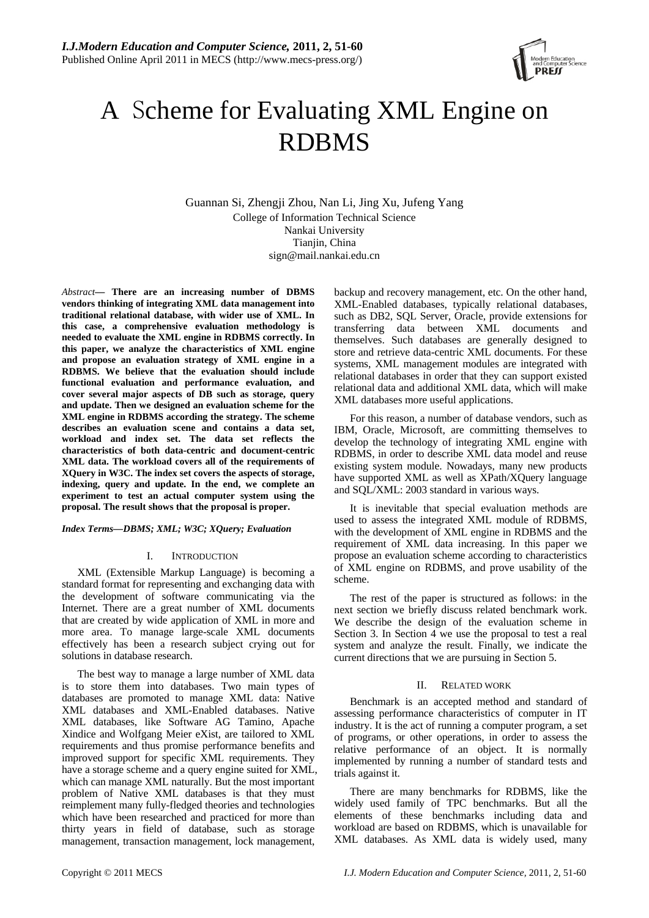# A Scheme for Evaluating XML Engine on RDBMS

Guannan Si, Zhengji Zhou, Nan Li, Jing Xu, Jufeng Yang

College of Information Technical Science
Nankai University
Tianjin, China
sign@mail.nankai.edu.cn

*Abstract*— **There are an increasing number of DBMS vendors thinking of integrating XML data management into traditional relational database, with wider use of XML. In this case, a comprehensive evaluation methodology is needed to evaluate the XML engine in RDBMS correctly. In this paper, we analyze the characteristics of XML engine and propose an evaluation strategy of XML engine in a RDBMS. We believe that the evaluation should include functional evaluation and performance evaluation, and cover several major aspects of DB such as storage, query and update. Then we designed an evaluation scheme for the XML engine in RDBMS according the strategy. The scheme describes an evaluation scene and contains a data set, workload and index set. The data set reflects the characteristics of both data-centric and document-centric XML data. The workload covers all of the requirements of XQuery in W3C. The index set covers the aspects of storage, indexing, query and update. In the end, we complete an experiment to test an actual computer system using the proposal. The result shows that the proposal is proper.**

***Index Terms—DBMS; XML; W3C; XQuery; Evaluation***

## I. INTRODUCTION

XML (Extensible Markup Language) is becoming a standard format for representing and exchanging data with the development of software communicating via the Internet. There are a great number of XML documents that are created by wide application of XML in more and more area. To manage large-scale XML documents effectively has been a research subject crying out for solutions in database research.

The best way to manage a large number of XML data is to store them into databases. Two main types of databases are promoted to manage XML data: Native XML databases and XML-Enabled databases. Native XML databases, like Software AG Tamino, Apache Xindice and Wolfgang Meier eXist, are tailored to XML requirements and thus promise performance benefits and improved support for specific XML requirements. They have a storage scheme and a query engine suited for XML, which can manage XML naturally. But the most important problem of Native XML databases is that they must reimplement many fully-fledged theories and technologies which have been researched and practiced for more than thirty years in field of database, such as storage management, transaction management, lock management, backup and recovery management, etc. On the other hand, XML-Enabled databases, typically relational databases, such as DB2, SQL Server, Oracle, provide extensions for transferring data between XML documents and themselves. Such databases are generally designed to store and retrieve data-centric XML documents. For these systems, XML management modules are integrated with relational databases in order that they can support existed relational data and additional XML data, which will make XML databases more useful applications.

For this reason, a number of database vendors, such as IBM, Oracle, Microsoft, are committing themselves to develop the technology of integrating XML engine with RDBMS, in order to describe XML data model and reuse existing system module. Nowadays, many new products have supported XML as well as XPath/XQuery language and SQL/XML: 2003 standard in various ways.

It is inevitable that special evaluation methods are used to assess the integrated XML module of RDBMS, with the development of XML engine in RDBMS and the requirement of XML data increasing. In this paper we propose an evaluation scheme according to characteristics of XML engine on RDBMS, and prove usability of the scheme.

The rest of the paper is structured as follows: in the next section we briefly discuss related benchmark work. We describe the design of the evaluation scheme in Section 3. In Section 4 we use the proposal to test a real system and analyze the result. Finally, we indicate the current directions that we are pursuing in Section 5.

## II. RELATED WORK

Benchmark is an accepted method and standard of assessing performance characteristics of computer in IT industry. It is the act of running a computer program, a set of programs, or other operations, in order to assess the relative performance of an object. It is normally implemented by running a number of standard tests and trials against it.

There are many benchmarks for RDBMS, like the widely used family of TPC benchmarks. But all the elements of these benchmarks including data and workload are based on RDBMS, which is unavailable for XML databases. As XML data is widely used, many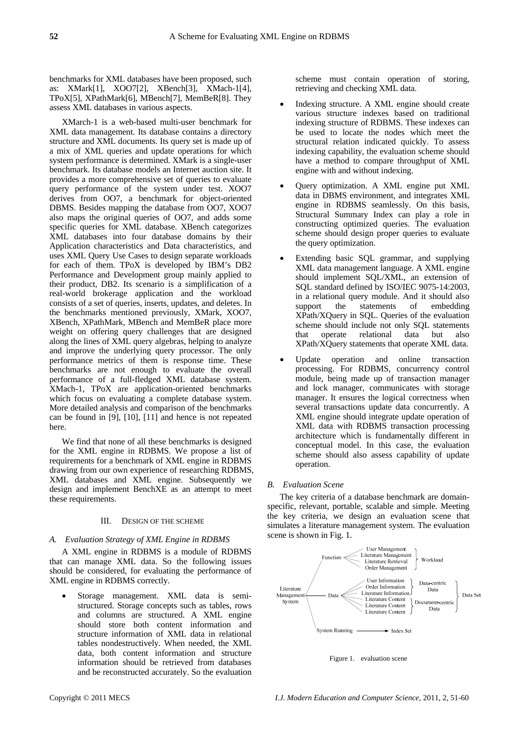benchmarks for XML databases have been proposed, such as: XMark[1], XOO7[2], XBench[3], XMach-1[4], TPoX[5], XPathMark[6], MBench[7], MemBeR[8]. They assess XML databases in various aspects.

XMarch-1 is a web-based multi-user benchmark for XML data management. Its database contains a directory structure and XML documents. Its query set is made up of a mix of XML queries and update operations for which system performance is determined. XMark is a single-user benchmark. Its database models an Internet auction site. It provides a more comprehensive set of queries to evaluate query performance of the system under test. XOO7 derives from OO7, a benchmark for object-oriented DBMS. Besides mapping the database from OO7, XOO7 also maps the original queries of OO7, and adds some specific queries for XML database. XBench categorizes XML databases into four database domains by their Application characteristics and Data characteristics, and uses XML Query Use Cases to design separate workloads for each of them. TPoX is developed by IBM's DB2 Performance and Development group mainly applied to their product, DB2. Its scenario is a simplification of a real-world brokerage application and the workload consists of a set of queries, inserts, updates, and deletes. In the benchmarks mentioned previously, XMark, XOO7, XBench, XPathMark, MBench and MemBeR place more weight on offering query challenges that are designed along the lines of XML query algebras, helping to analyze and improve the underlying query processor. The only performance metrics of them is response time. These benchmarks are not enough to evaluate the overall performance of a full-fledged XML database system. XMach-1, TPoX are application-oriented benchmarks which focus on evaluating a complete database system. More detailed analysis and comparison of the benchmarks can be found in [9], [10], [11] and hence is not repeated here.

We find that none of all these benchmarks is designed for the XML engine in RDBMS. We propose a list of requirements for a benchmark of XML engine in RDBMS drawing from our own experience of researching RDBMS, XML databases and XML engine. Subsequently we design and implement BenchXE as an attempt to meet these requirements.

## III. Design of the Scheme

### *A. Evaluation Strategy of XML Engine in RDBMS*

A XML engine in RDBMS is a module of RDBMS that can manage XML data. So the following issues should be considered, for evaluating the performance of XML engine in RDBMS correctly.

- Storage management. XML data is semi-structured. Storage concepts such as tables, rows and columns are structured. A XML engine should store both content information and structure information of XML data in relational tables nondestructively. When needed, the XML data, both content information and structure information should be retrieved from databases and be reconstructed accurately. So the evaluation scheme must contain operation of storing, retrieving and checking XML data.
- Indexing structure. A XML engine should create various structure indexes based on traditional indexing structure of RDBMS. These indexes can be used to locate the nodes which meet the structural relation indicated quickly. To assess indexing capability, the evaluation scheme should have a method to compare throughput of XML engine with and without indexing.
- Query optimization. A XML engine put XML data in DBMS environment, and integrates XML engine in RDBMS seamlessly. On this basis, Structural Summary Index can play a role in constructing optimized queries. The evaluation scheme should design proper queries to evaluate the query optimization.
- Extending basic SQL grammar, and supplying XML data management language. A XML engine should implement SQL/XML, an extension of SQL standard defined by ISO/IEC 9075-14:2003, in a relational query module. And it should also support the statements of embedding XPath/XQuery in SQL. Queries of the evaluation scheme should include not only SQL statements that operate relational data but also XPath/XQuery statements that operate XML data.
- Update operation and online transaction processing. For RDBMS, concurrency control module, being made up of transaction manager and lock manager, communicates with storage manager. It ensures the logical correctness when several transactions update data concurrently. A XML engine should integrate update operation of XML data with RDBMS transaction processing architecture which is fundamentally different in conceptual model. In this case, the evaluation scheme should also assess capability of update operation.

### *B. Evaluation Scene*

The key criteria of a database benchmark are domain-specific, relevant, portable, scalable and simple. Meeting the key criteria, we design an evaluation scene that simulates a literature management system. The evaluation scene is shown in Fig. 1.

Figure 1. evaluation scene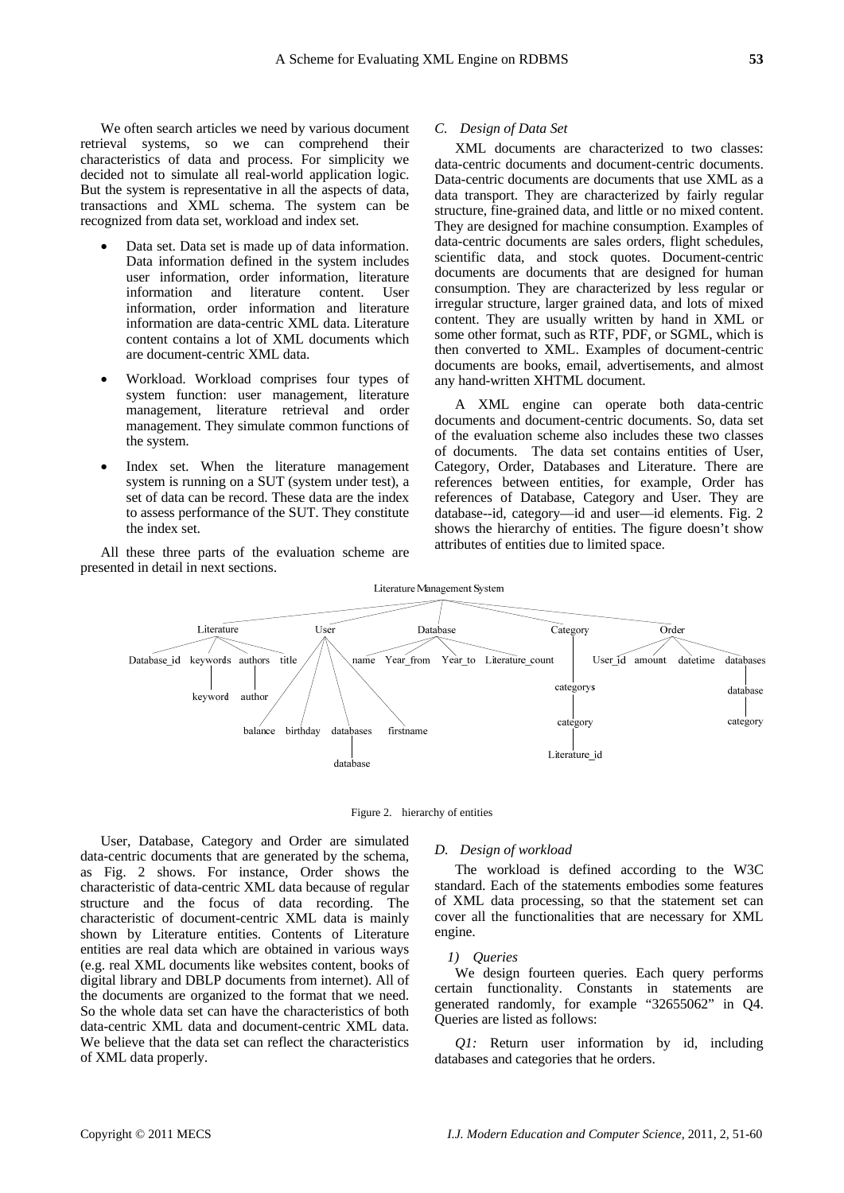We often search articles we need by various document retrieval systems, so we can comprehend their characteristics of data and process. For simplicity we decided not to simulate all real-world application logic. But the system is representative in all the aspects of data, transactions and XML schema. The system can be recognized from data set, workload and index set.

- Data set. Data set is made up of data information. Data information defined in the system includes user information, order information, literature information and literature content. User information, order information and literature information are data-centric XML data. Literature content contains a lot of XML documents which are document-centric XML data.
- Workload. Workload comprises four types of system function: user management, literature management, literature retrieval and order management. They simulate common functions of the system.
- Index set. When the literature management system is running on a SUT (system under test), a set of data can be record. These data are the index to assess performance of the SUT. They constitute the index set.

All these three parts of the evaluation scheme are presented in detail in next sections.

### C. Design of Data Set

XML documents are characterized to two classes: data-centric documents and document-centric documents. Data-centric documents are documents that use XML as a data transport. They are characterized by fairly regular structure, fine-grained data, and little or no mixed content. They are designed for machine consumption. Examples of data-centric documents are sales orders, flight schedules, scientific data, and stock quotes. Document-centric documents are documents that are designed for human consumption. They are characterized by less regular or irregular structure, larger grained data, and lots of mixed content. They are usually written by hand in XML or some other format, such as RTF, PDF, or SGML, which is then converted to XML. Examples of document-centric documents are books, email, advertisements, and almost any hand-written XHTML document.

A XML engine can operate both data-centric documents and document-centric documents. So, data set of the evaluation scheme also includes these two classes of documents. The data set contains entities of User, Category, Order, Databases and Literature. There are references between entities, for example, Order has references of Database, Category and User. They are database--id, category—id and user—id elements. Fig. 2 shows the hierarchy of entities. The figure doesn't show attributes of entities due to limited space.

```
Literature Management System
├── Literature
│   ├── Database_id
│   ├── keywords
│   │   └── keyword
│   ├── authors
│   │   └── author
│   └── title
├── User
│   ├── balance
│   ├── birthday
│   ├── databases
│   │   └── database
│   └── firstname
├── Database
│   ├── name
│   ├── Year_from
│   ├── Year_to
│   └── Literature_count
├── Category
│   └── categorys
│       └── category
│           └── Literature_id
└── Order
    ├── User_id
    ├── amount
    ├── datetime
    └── databases
        └── database
            └── category
```

Figure 2. hierarchy of entities

User, Database, Category and Order are simulated data-centric documents that are generated by the schema, as Fig. 2 shows. For instance, Order shows the characteristic of data-centric XML data because of regular structure and the focus of data recording. The characteristic of document-centric XML data is mainly shown by Literature entities. Contents of Literature entities are real data which are obtained in various ways (e.g. real XML documents like websites content, books of digital library and DBLP documents from internet). All of the documents are organized to the format that we need. So the whole data set can have the characteristics of both data-centric XML data and document-centric XML data. We believe that the data set can reflect the characteristics of XML data properly.

### D. Design of workload

The workload is defined according to the W3C standard. Each of the statements embodies some features of XML data processing, so that the statement set can cover all the functionalities that are necessary for XML engine.

#### 1) Queries

We design fourteen queries. Each query performs certain functionality. Constants in statements are generated randomly, for example "32655062" in Q4. Queries are listed as follows:

*Q1:* Return user information by id, including databases and categories that he orders.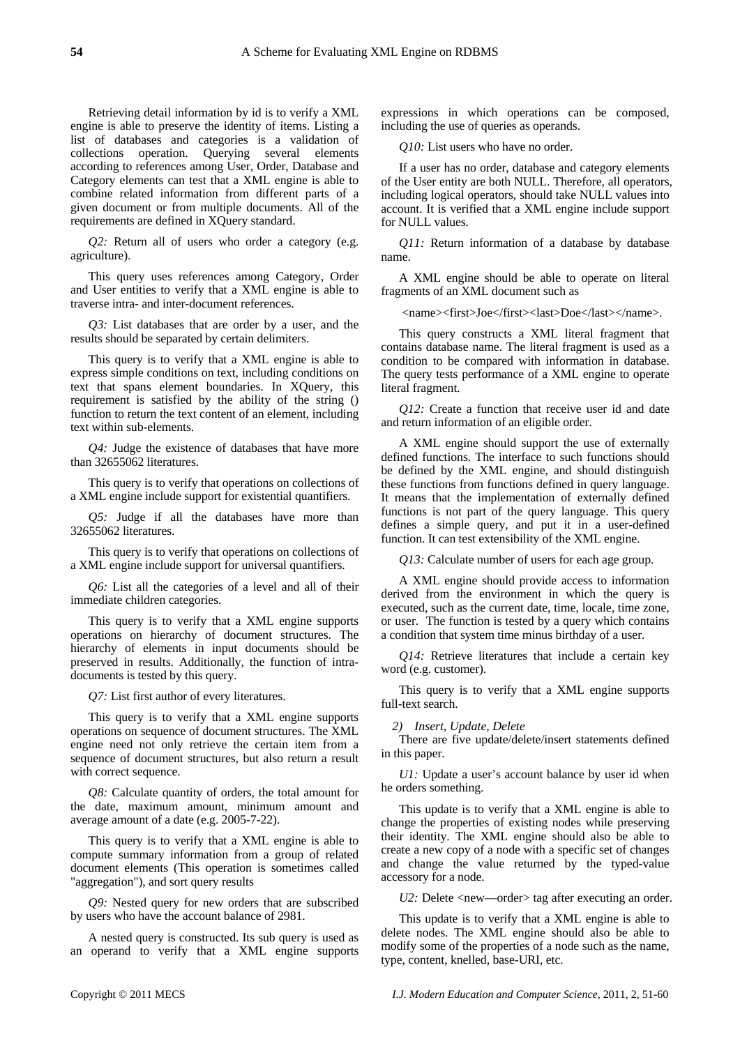Retrieving detail information by id is to verify a XML engine is able to preserve the identity of items. Listing a list of databases and categories is a validation of collections operation. Querying several elements according to references among User, Order, Database and Category elements can test that a XML engine is able to combine related information from different parts of a given document or from multiple documents. All of the requirements are defined in XQuery standard.

*Q2:* Return all of users who order a category (e.g. agriculture).

This query uses references among Category, Order and User entities to verify that a XML engine is able to traverse intra- and inter-document references.

*Q3:* List databases that are order by a user, and the results should be separated by certain delimiters.

This query is to verify that a XML engine is able to express simple conditions on text, including conditions on text that spans element boundaries. In XQuery, this requirement is satisfied by the ability of the string () function to return the text content of an element, including text within sub-elements.

*Q4:* Judge the existence of databases that have more than 32655062 literatures.

This query is to verify that operations on collections of a XML engine include support for existential quantifiers.

*Q5:* Judge if all the databases have more than 32655062 literatures.

This query is to verify that operations on collections of a XML engine include support for universal quantifiers.

*Q6:* List all the categories of a level and all of their immediate children categories.

This query is to verify that a XML engine supports operations on hierarchy of document structures. The hierarchy of elements in input documents should be preserved in results. Additionally, the function of intra-documents is tested by this query.

*Q7:* List first author of every literatures.

This query is to verify that a XML engine supports operations on sequence of document structures. The XML engine need not only retrieve the certain item from a sequence of document structures, but also return a result with correct sequence.

*Q8:* Calculate quantity of orders, the total amount for the date, maximum amount, minimum amount and average amount of a date (e.g. 2005-7-22).

This query is to verify that a XML engine is able to compute summary information from a group of related document elements (This operation is sometimes called "aggregation"), and sort query results

*Q9:* Nested query for new orders that are subscribed by users who have the account balance of 2981.

A nested query is constructed. Its sub query is used as an operand to verify that a XML engine supports expressions in which operations can be composed, including the use of queries as operands.

*Q10:* List users who have no order.

If a user has no order, database and category elements of the User entity are both NULL. Therefore, all operators, including logical operators, should take NULL values into account. It is verified that a XML engine include support for NULL values.

*Q11:* Return information of a database by database name.

A XML engine should be able to operate on literal fragments of an XML document such as

<name><first>Joe</first><last>Doe</last></name>.

This query constructs a XML literal fragment that contains database name. The literal fragment is used as a condition to be compared with information in database. The query tests performance of a XML engine to operate literal fragment.

*Q12:* Create a function that receive user id and date and return information of an eligible order.

A XML engine should support the use of externally defined functions. The interface to such functions should be defined by the XML engine, and should distinguish these functions from functions defined in query language. It means that the implementation of externally defined functions is not part of the query language. This query defines a simple query, and put it in a user-defined function. It can test extensibility of the XML engine.

*Q13:* Calculate number of users for each age group.

A XML engine should provide access to information derived from the environment in which the query is executed, such as the current date, time, locale, time zone, or user. The function is tested by a query which contains a condition that system time minus birthday of a user.

*Q14:* Retrieve literatures that include a certain key word (e.g. customer).

This query is to verify that a XML engine supports full-text search.

*2) Insert, Update, Delete*

There are five update/delete/insert statements defined in this paper.

*U1:* Update a user's account balance by user id when he orders something.

This update is to verify that a XML engine is able to change the properties of existing nodes while preserving their identity. The XML engine should also be able to create a new copy of a node with a specific set of changes and change the value returned by the typed-value accessory for a node.

*U2:* Delete <new—order> tag after executing an order.

This update is to verify that a XML engine is able to delete nodes. The XML engine should also be able to modify some of the properties of a node such as the name, type, content, knelled, base-URI, etc.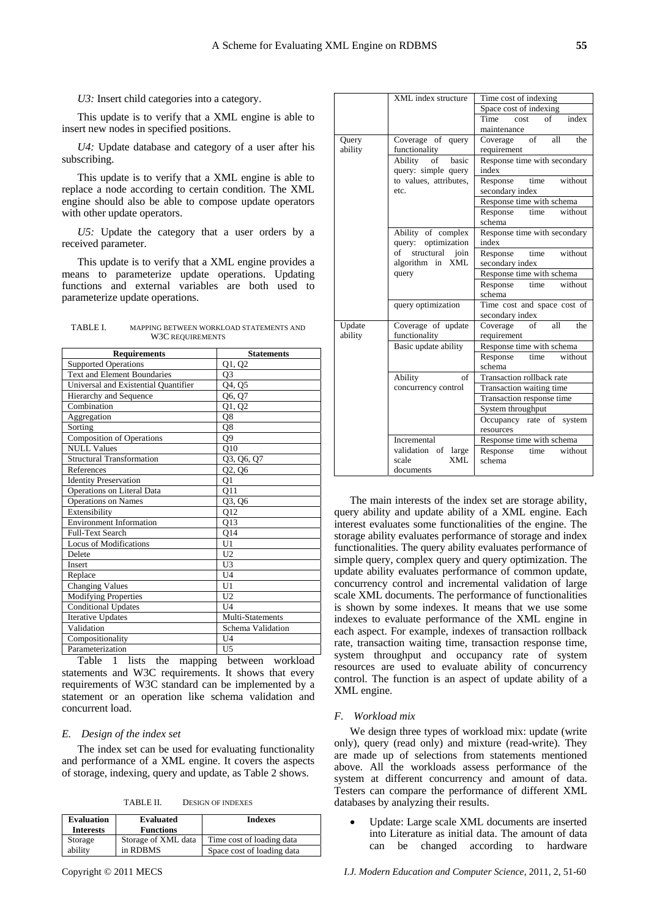*U3:* Insert child categories into a category.

This update is to verify that a XML engine is able to insert new nodes in specified positions.

*U4:* Update database and category of a user after his subscribing.

This update is to verify that a XML engine is able to replace a node according to certain condition. The XML engine should also be able to compose update operators with other update operators.

*U5:* Update the category that a user orders by a received parameter.

This update is to verify that a XML engine provides a means to parameterize update operations. Updating functions and external variables are both used to parameterize update operations.

TABLE I. MAPPING BETWEEN WORKLOAD STATEMENTS AND W3C REQUIREMENTS

| Requirements | Statements |
|---|---|
| Supported Operations | Q1, Q2 |
| Text and Element Boundaries | Q3 |
| Universal and Existential Quantifier | Q4, Q5 |
| Hierarchy and Sequence | Q6, Q7 |
| Combination | Q1, Q2 |
| Aggregation | Q8 |
| Sorting | Q8 |
| Composition of Operations | Q9 |
| NULL Values | Q10 |
| Structural Transformation | Q3, Q6, Q7 |
| References | Q2, Q6 |
| Identity Preservation | Q1 |
| Operations on Literal Data | Q11 |
| Operations on Names | Q3, Q6 |
| Extensibility | Q12 |
| Environment Information | Q13 |
| Full-Text Search | Q14 |
| Locus of Modifications | U1 |
| Delete | U2 |
| Insert | U3 |
| Replace | U4 |
| Changing Values | U1 |
| Modifying Properties | U2 |
| Conditional Updates | U4 |
| Iterative Updates | Multi-Statements |
| Validation | Schema Validation |
| Compositionality | U4 |
| Parameterization | U5 |

Table 1 lists the mapping between workload statements and W3C requirements. It shows that every requirements of W3C standard can be implemented by a statement or an operation like schema validation and concurrent load.

### *E. Design of the index set*

The index set can be used for evaluating functionality and performance of a XML engine. It covers the aspects of storage, indexing, query and update, as Table 2 shows.

TABLE II. DESIGN OF INDEXES

| Evaluation Interests | Evaluated Functions | Indexes |
|---|---|---|
| Storage ability | Storage of XML data in RDBMS | Time cost of loading data |
| | | Space cost of loading data |
| | XML index structure | Time cost of indexing |
| | | Space cost of indexing |
| | | Time cost of index maintenance |
| Query ability | Coverage of query functionality | Coverage of all the requirement |
| | Ability of basic query: simple query to values, attributes, etc. | Response time with secondary index |
| | | Response time without secondary index |
| | | Response time with schema |
| | | Response time without schema |
| | Ability of complex query: optimization of structural join algorithm in XML query | Response time with secondary index |
| | | Response time without secondary index |
| | | Response time with schema |
| | | Response time without schema |
| | query optimization | Time cost and space cost of secondary index |
| Update ability | Coverage of update functionality | Coverage of all the requirement |
| | Basic update ability | Response time with schema |
| | | Response time without schema |
| | Ability of concurrency control | Transaction rollback rate |
| | | Transaction waiting time |
| | | Transaction response time |
| | | System throughput |
| | | Occupancy rate of system resources |
| | Incremental validation of large scale XML documents | Response time with schema |
| | | Response time without schema |

The main interests of the index set are storage ability, query ability and update ability of a XML engine. Each interest evaluates some functionalities of the engine. The storage ability evaluates performance of storage and index functionalities. The query ability evaluates performance of simple query, complex query and query optimization. The update ability evaluates performance of common update, concurrency control and incremental validation of large scale XML documents. The performance of functionalities is shown by some indexes. It means that we use some indexes to evaluate performance of the XML engine in each aspect. For example, indexes of transaction rollback rate, transaction waiting time, transaction response time, system throughput and occupancy rate of system resources are used to evaluate ability of concurrency control. The function is an aspect of update ability of a XML engine.

### *F. Workload mix*

We design three types of workload mix: update (write only), query (read only) and mixture (read-write). They are made up of selections from statements mentioned above. All the workloads assess performance of the system at different concurrency and amount of data. Testers can compare the performance of different XML databases by analyzing their results.

- Update: Large scale XML documents are inserted into Literature as initial data. The amount of data can be changed according to hardware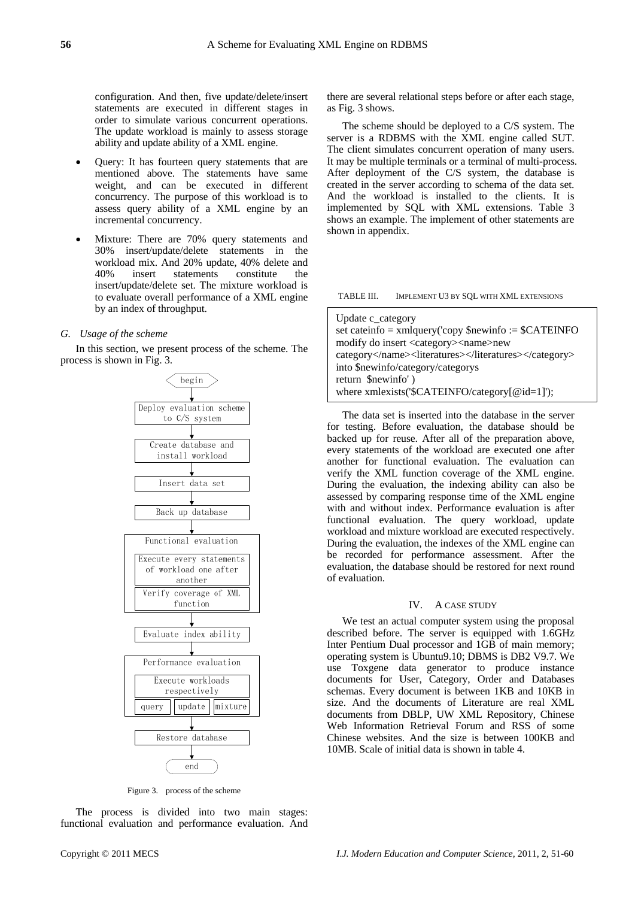configuration. And then, five update/delete/insert statements are executed in different stages in order to simulate various concurrent operations. The update workload is mainly to assess storage ability and update ability of a XML engine.

- Query: It has fourteen query statements that are mentioned above. The statements have same weight, and can be executed in different concurrency. The purpose of this workload is to assess query ability of a XML engine by an incremental concurrency.
- Mixture: There are 70% query statements and 30% insert/update/delete statements in the workload mix. And 20% update, 40% delete and 40% insert statements constitute the insert/update/delete set. The mixture workload is to evaluate overall performance of a XML engine by an index of throughput.

### *G. Usage of the scheme*

In this section, we present process of the scheme. The process is shown in Fig. 3.

```
begin
  ↓
Deploy evaluation scheme to C/S system
  ↓
Create database and install workload
  ↓
Insert data set
  ↓
Back up database
  ↓
Functional evaluation
  [Execute every statements of workload one after another]
  [Verify coverage of XML function]
  ↓
Evaluate index ability
  ↓
Performance evaluation
  [Execute workloads respectively]
  [query] [update] [mixture]
  ↓
Restore database
  ↓
end
```

Figure 3. process of the scheme

The process is divided into two main stages: functional evaluation and performance evaluation. And there are several relational steps before or after each stage, as Fig. 3 shows.

The scheme should be deployed to a C/S system. The server is a RDBMS with the XML engine called SUT. The client simulates concurrent operation of many users. It may be multiple terminals or a terminal of multi-process. After deployment of the C/S system, the database is created in the server according to schema of the data set. And the workload is installed to the clients. It is implemented by SQL with XML extensions. Table 3 shows an example. The implement of other statements are shown in appendix.

TABLE III. IMPLEMENT U3 BY SQL WITH XML EXTENSIONS

```
Update c_category
set cateinfo = xmlquery('copy $newinfo := $CATEINFO
modify do insert <category><name>new
category</name><literatures></literatures></category>
into $newinfo/category/categorys
return  $newinfo' )
where xmlexists('$CATEINFO/category[@id=1]');
```

The data set is inserted into the database in the server for testing. Before evaluation, the database should be backed up for reuse. After all of the preparation above, every statements of the workload are executed one after another for functional evaluation. The evaluation can verify the XML function coverage of the XML engine. During the evaluation, the indexing ability can also be assessed by comparing response time of the XML engine with and without index. Performance evaluation is after functional evaluation. The query workload, update workload and mixture workload are executed respectively. During the evaluation, the indexes of the XML engine can be recorded for performance assessment. After the evaluation, the database should be restored for next round of evaluation.

## IV. A CASE STUDY

We test an actual computer system using the proposal described before. The server is equipped with 1.6GHz Inter Pentium Dual processor and 1GB of main memory; operating system is Ubuntu9.10; DBMS is DB2 V9.7. We use Toxgene data generator to produce instance documents for User, Category, Order and Databases schemas. Every document is between 1KB and 10KB in size. And the documents of Literature are real XML documents from DBLP, UW XML Repository, Chinese Web Information Retrieval Forum and RSS of some Chinese websites. And the size is between 100KB and 10MB. Scale of initial data is shown in table 4.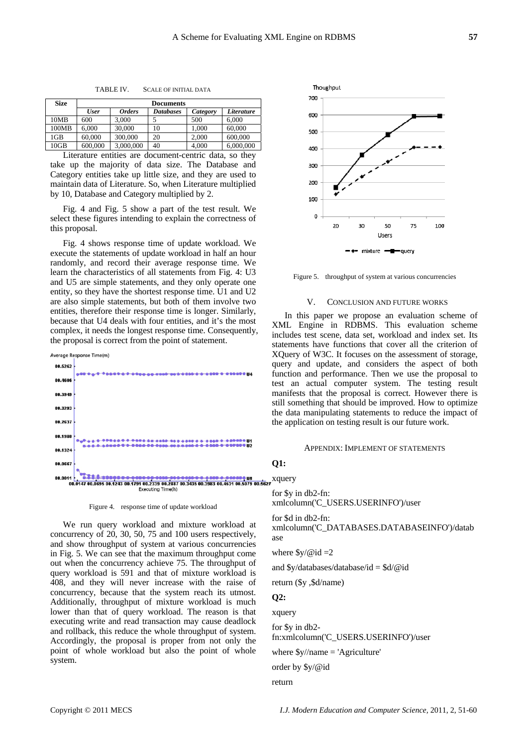TABLE IV. SCALE OF INITIAL DATA

| Size | Documents | | | | |
|---|---|---|---|---|---|
| | *User* | *Orders* | *Databases* | *Category* | *Literature* |
| 10MB | 600 | 3,000 | 5 | 500 | 6,000 |
| 100MB | 6,000 | 30,000 | 10 | 1,000 | 60,000 |
| 1GB | 60,000 | 300,000 | 20 | 2,000 | 600,000 |
| 10GB | 600,000 | 3,000,000 | 40 | 4,000 | 6,000,000 |

Literature entities are document-centric data, so they take up the majority of data size. The Database and Category entities take up little size, and they are used to maintain data of Literature. So, when Literature multiplied by 10, Database and Category multiplied by 2.

Fig. 4 and Fig. 5 show a part of the test result. We select these figures intending to explain the correctness of this proposal.

Fig. 4 shows response time of update workload. We execute the statements of update workload in half an hour randomly, and record their average response time. We learn the characteristics of all statements from Fig. 4: U3 and U5 are simple statements, and they only operate one entity, so they have the shortest response time. U1 and U2 are also simple statements, but both of them involve two entities, therefore their response time is longer. Similarly, because that U4 deals with four entities, and it's the most complex, it needs the longest response time. Consequently, the proposal is correct from the point of statement.

Figure 4. response time of update workload

We run query workload and mixture workload at concurrency of 20, 30, 50, 75 and 100 users respectively, and show throughput of system at various concurrencies in Fig. 5. We can see that the maximum throughput come out when the concurrency achieve 75. The throughput of query workload is 591 and that of mixture workload is 408, and they will never increase with the raise of concurrency, because that the system reach its utmost. Additionally, throughput of mixture workload is much lower than that of query workload. The reason is that executing write and read transaction may cause deadlock and rollback, this reduce the whole throughput of system. Accordingly, the proposal is proper from not only the point of whole workload but also the point of whole system.

Figure 5. throughput of system at various concurrencies

## V. CONCLUSION AND FUTURE WORKS

In this paper we propose an evaluation scheme of XML Engine in RDBMS. This evaluation scheme includes test scene, data set, workload and index set. Its statements have functions that cover all the criterion of XQuery of W3C. It focuses on the assessment of storage, query and update, and considers the aspect of both function and performance. Then we use the proposal to test an actual computer system. The testing result manifests that the proposal is correct. However there is still something that should be improved. How to optimize the data manipulating statements to reduce the impact of the application on testing result is our future work.

## APPENDIX: IMPLEMENT OF STATEMENTS

**Q1:**

```
xquery

for $y in db2-fn:
xmlcolumn('C_USERS.USERINFO')/user

for $d in db2-fn:
xmlcolumn('C_DATABASES.DATABASEINFO')/database

where $y/@id =2

and $y/databases/database/id = $d/@id

return ($y ,$d/name)
```

**Q2:**

```
xquery

for $y in db2-
fn:xmlcolumn('C_USERS.USERINFO')/user

where $y//name = 'Agriculture'

order by $y/@id

return
```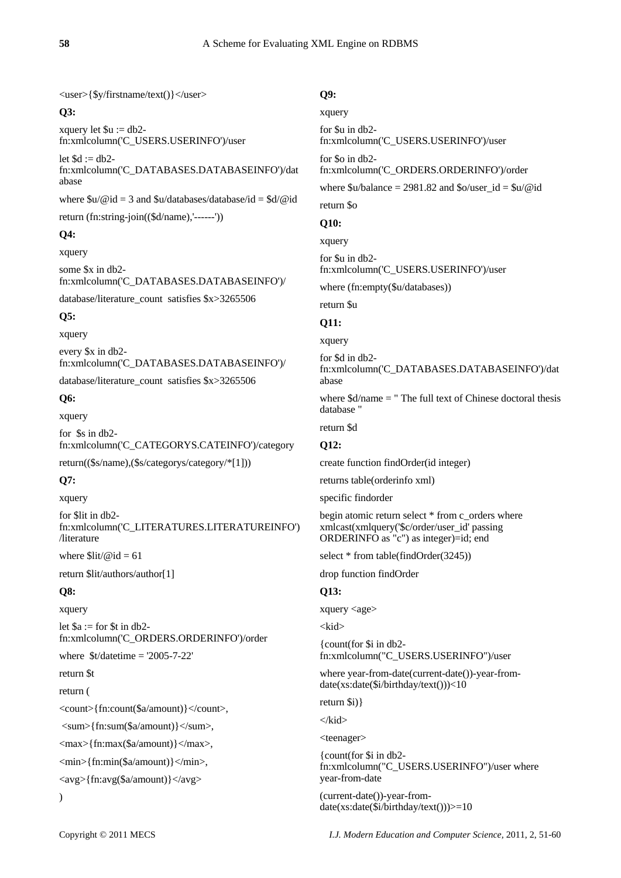<user>{$y/firstname/text()}</user>

**Q3:**

xquery let $u := db2-fn:xmlcolumn('C_USERS.USERINFO')/user

let $d := db2-fn:xmlcolumn('C_DATABASES.DATABASEINFO')/database

where $u/@id = 3 and $u/databases/database/id = $d/@id

return (fn:string-join(($d/name),'------'))

**Q4:**

xquery

some $x in db2-fn:xmlcolumn('C_DATABASES.DATABASEINFO')/

database/literature_count satisfies $x>3265506

**Q5:**

xquery

every $x in db2-fn:xmlcolumn('C_DATABASES.DATABASEINFO')/

database/literature_count satisfies $x>3265506

**Q6:**

xquery

for $s in db2-fn:xmlcolumn('C_CATEGORYS.CATEINFO')/category

return(($s/name),($s/categorys/category/*[1]))

**Q7:**

xquery

for $lit in db2-fn:xmlcolumn('C_LITERATURES.LITERATUREINFO')/literature

where $lit/@id = 61

return $lit/authors/author[1]

**Q8:**

xquery

let $a := for $t in db2-fn:xmlcolumn('C_ORDERS.ORDERINFO')/order

where $t/datetime = '2005-7-22'

return $t

return (

<count>{fn:count($a/amount)}</count>,

<sum>{fn:sum($a/amount)}</sum>,

<max>{fn:max($a/amount)}</max>,

<min>{fn:min($a/amount)}</min>,

<avg>{fn:avg($a/amount)}</avg>

)

**Q9:**

xquery

for $u in db2-fn:xmlcolumn('C_USERS.USERINFO')/user

for $o in db2-fn:xmlcolumn('C_ORDERS.ORDERINFO')/order

where $u/balance = 2981.82 and $o/user_id = $u/@id

return $o

**Q10:**

xquery

for $u in db2-fn:xmlcolumn('C_USERS.USERINFO')/user

where (fn:empty($u/databases))

return $u

**Q11:**

xquery

for $d in db2-fn:xmlcolumn('C_DATABASES.DATABASEINFO')/database

where $d/name = " The full text of Chinese doctoral thesis database "

return $d

**Q12:**

create function findOrder(id integer)

returns table(orderinfo xml)

specific findorder

begin atomic return select * from c_orders where xmlcast(xmlquery('$c/order/user_id' passing ORDERINFO as "c") as integer)=id; end

select * from table(findOrder(3245))

drop function findOrder

**Q13:**

xquery <age>

<kid>

{count(for $i in db2-fn:xmlcolumn("C_USERS.USERINFO")/user

where year-from-date(current-date())-year-from-date(xs:date($i/birthday/text()))<10

return $i)}

</kid>

<teenager>

{count(for $i in db2-fn:xmlcolumn("C_USERS.USERINFO")/user where year-from-date

(current-date())-year-from-date(xs:date($i/birthday/text()))>=10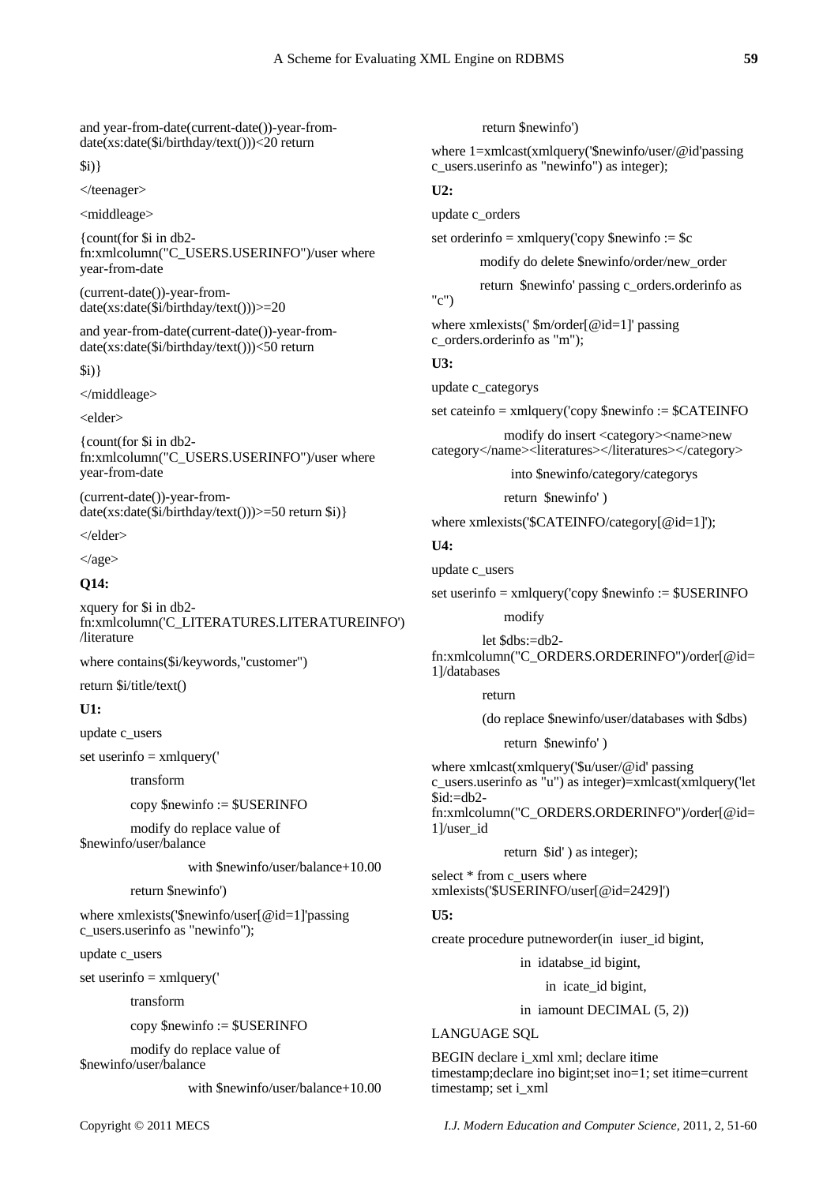and year-from-date(current-date())-year-from-date(xs:date($i/birthday/text()))<20 return

$i)}

</teenager>

<middleage>

{count(for $i in db2-fn:xmlcolumn("C_USERS.USERINFO")/user where year-from-date

(current-date())-year-from-date(xs:date($i/birthday/text()))>=20

and year-from-date(current-date())-year-from-date(xs:date($i/birthday/text()))<50 return

$i)}

</middleage>

<elder>

{count(for $i in db2-fn:xmlcolumn("C_USERS.USERINFO")/user where year-from-date

(current-date())-year-from-date(xs:date($i/birthday/text()))>=50 return $i)}

</elder>

</age>

**Q14:**

xquery for $i in db2-fn:xmlcolumn('C_LITERATURES.LITERATUREINFO') /literature

where contains($i/keywords,"customer")

return $i/title/text()

**U1:**

update c_users

set userinfo = xmlquery('

transform

copy $newinfo := $USERINFO

modify do replace value of $newinfo/user/balance

with $newinfo/user/balance+10.00

return $newinfo')

where xmlexists('$newinfo/user[@id=1]'passing c_users.userinfo as "newinfo");

update c_users

set userinfo = xmlquery('

transform

copy $newinfo := $USERINFO

modify do replace value of $newinfo/user/balance

with $newinfo/user/balance+10.00

return $newinfo')

where 1=xmlcast(xmlquery('$newinfo/user/@id'passing c_users.userinfo as "newinfo") as integer);

**U2:**

update c_orders

set orderinfo = xmlquery('copy $newinfo := $c

modify do delete $newinfo/order/new_order

return $newinfo' passing c_orders.orderinfo as "c")

where xmlexists(' $m/order[@id=1]' passing c_orders.orderinfo as "m");

**U3:**

update c_categorys

set cateinfo = xmlquery('copy $newinfo := $CATEINFO

modify do insert <category><name>new category</name><literatures></literatures></category>

into $newinfo/category/categorys

return $newinfo' )

where xmlexists('$CATEINFO/category[@id=1]');

**U4:**

update c_users

set userinfo = xmlquery('copy $newinfo := $USERINFO

modify

let $dbs:=db2-fn:xmlcolumn("C_ORDERS.ORDERINFO")/order[@id=1]/databases

return

(do replace $newinfo/user/databases with $dbs)

return $newinfo' )

where xmlcast(xmlquery('$u/user/@id' passing c_users.userinfo as "u") as integer)=xmlcast(xmlquery('let $id:=db2-fn:xmlcolumn("C_ORDERS.ORDERINFO")/order[@id=1]/user_id

return $id' ) as integer);

select * from c_users where xmlexists('$USERINFO/user[@id=2429]')

**U5:**

create procedure putneworder(in iuser_id bigint,

in idatabse_id bigint,

in icate_id bigint,

in iamount DECIMAL (5, 2))

LANGUAGE SQL

BEGIN declare i_xml xml; declare itime timestamp;declare ino bigint;set ino=1; set itime=current timestamp; set i_xml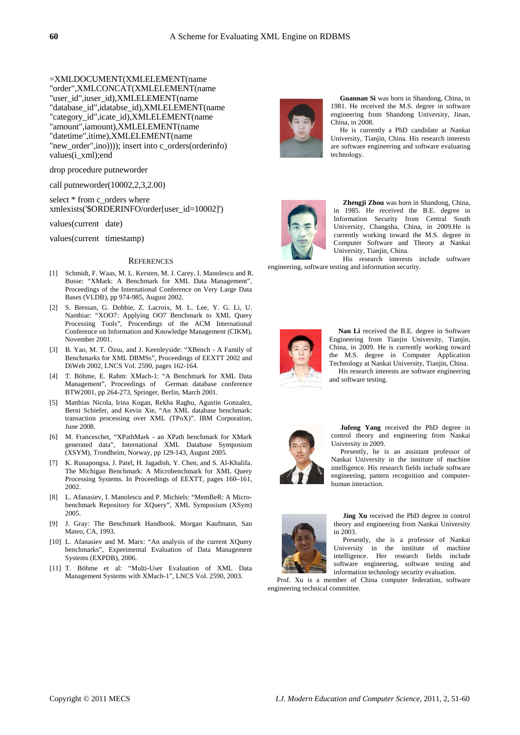```
=XMLDOCUMENT(XMLELEMENT(name
"order",XMLCONCAT(XMLELEMENT(name
"user_id",iuser_id),XMLELEMENT(name
"database_id",idatabse_id),XMLELEMENT(name
"category_id",icate_id),XMLELEMENT(name
"amount",iamount),XMLELEMENT(name
"datetime",itime),XMLELEMENT(name
"new_order",ino)))); insert into c_orders(orderinfo)
values(i_xml);end

drop procedure putneworder

call putneworder(10002,2,3,2.00)

select * from c_orders where
xmlexists('$ORDERINFO/order[user_id=10002]')

values(current  date)

values(current  timestamp)
```

## REFERENCES

[1] Schmidt, F. Waas, M. L. Kersten, M. J. Carey, I. Manolescu and R. Busse: "XMark: A Benchmark for XML Data Management", Proceedings of the International Conference on Very Large Data Bases (VLDB), pp 974-985, August 2002.

[2] S. Bressan, G. Dobbie, Z. Lacroix, M. L. Lee, Y. G. Li, U. Nambiar: "XOO7: Applying OO7 Benchmark to XML Query Processing Tools", Proceedings of the ACM International Conference on Information and Knowledge Management (CIKM), November 2001.

[3] B. Yao, M. T. Özsu, and J. Keenleyside: "XBench - A Family of Benchmarks for XML DBMSs", Proceedings of EEXTT 2002 and DiWeb 2002, LNCS Vol. 2590, pages 162-164.

[4] T. Böhme, E. Rahm: XMach-1: "A Benchmark for XML Data Management", Proceedings of German database conference BTW2001, pp 264-273, Springer, Berlin, March 2001.

[5] Matthias Nicola, Irina Kogan, Rekha Raghu, Agustin Gonzalez, Berni Schiefer, and Kevin Xie, "An XML database benchmark: transaction processing over XML (TPoX)". IBM Corporation, June 2008.

[6] M. Franceschet, "XPathMark - an XPath benchmark for XMark generated data", International XML Database Symposium (XSYM), Trondheim, Norway, pp 129-143, August 2005.

[7] K. Runapongsa, J. Patel, H. Jagadish, Y. Chen, and S. Al-Khalifa. The Michigan Benchmark: A Microbenchmark for XML Query Processing Systems. In Proceedings of EEXTT, pages 160–161, 2002.

[8] L. Afanasiev, I. Manolescu and P. Michiels: "MemBeR: A Micro-benchmark Repository for XQuery", XML Symposium (XSym) 2005.

[9] J. Gray: The Benchmark Handbook. Morgan Kaufmann, San Mateo, CA, 1993.

[10] L. Afanasiev and M. Marx: "An analysis of the current XQuery benchmarks", Experimental Evaluation of Data Management Systems (EXPDB), 2006.

[11] T. Böhme et al: "Multi-User Evaluation of XML Data Management Systems with XMach-1", LNCS Vol. 2590, 2003.

**Guannan Si** was born in Shandong, China, in 1981. He received the M.S. degree in software engineering from Shandong University, Jinan, China, in 2008.

He is currently a PhD candidate at Nankai University, Tianjin, China. His research interests are software engineering and software evaluating technology.

**Zhengji Zhou** was born in Shandong, China, in 1985. He received the B.E. degree in Information Security from Central South University, Changsha, China, in 2009.He is currently working toward the M.S. degree in Computer Software and Theory at Nankai University, Tianjin, China.

His research interests include software engineering, software testing and information security.

**Nan Li** received the B.E. degree in Software Engineering from Tianjin University, Tianjin, China, in 2009. He is currently working toward the M.S. degree in Computer Application Technology at Nankai University, Tianjin, China.

His research interests are software engineering and software testing.

**Jufeng Yang** received the PhD degree in control theory and engineering from Nankai University in 2009.

Presently, he is an assistant professor of Nankai University in the institute of machine intelligence. His research fields include software engineering, pattern recognition and computer-human interaction.

**Jing Xu** received the PhD degree in control theory and engineering from Nankai University in 2003.

Presently, she is a professor of Nankai University in the institute of machine intelligence. Her research fields include software engineering, software testing and information technology security evaluation.

Prof. Xu is a member of China computer federation, software engineering technical committee.